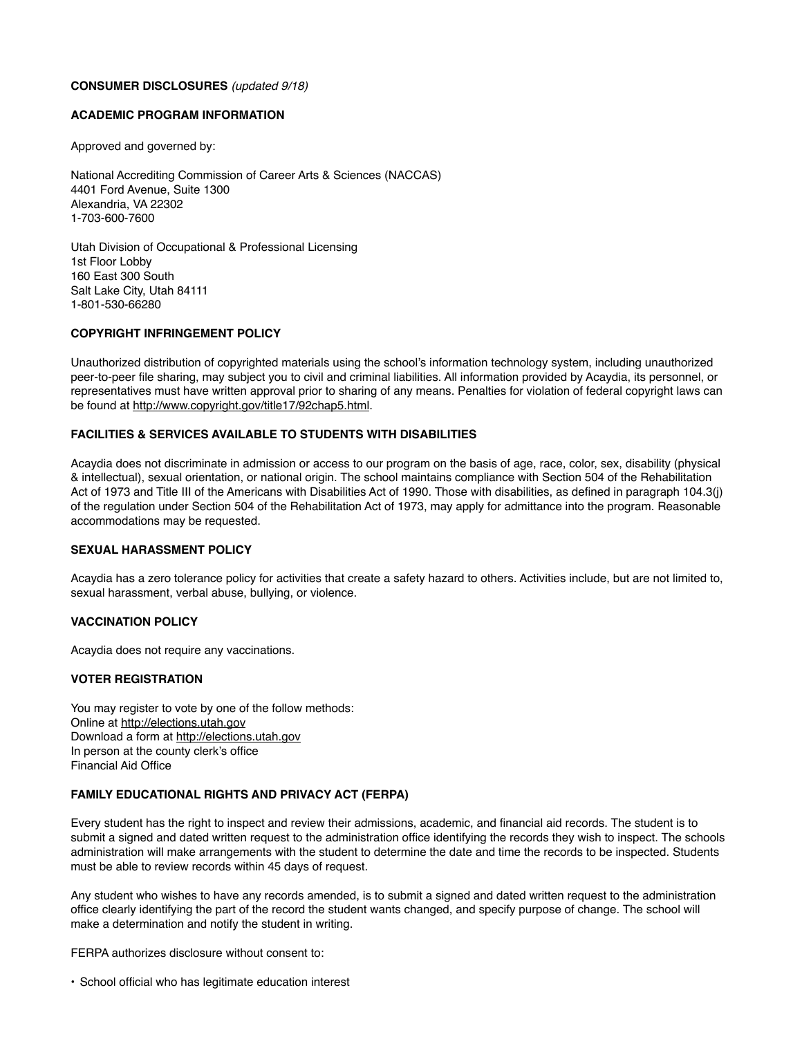**CONSUMER DISCLOSURES** *(updated 9/18)*

**ACADEMIC PROGRAM INFORMATION**

Approved and governed by:

National Accrediting Commission of Career Arts & Sciences (NACCAS)
4401 Ford Avenue, Suite 1300
Alexandria, VA 22302
1-703-600-7600

Utah Division of Occupational & Professional Licensing
1st Floor Lobby
160 East 300 South
Salt Lake City, Utah 84111
1-801-530-66280

**COPYRIGHT INFRINGEMENT POLICY**

Unauthorized distribution of copyrighted materials using the school's information technology system, including unauthorized peer-to-peer file sharing, may subject you to civil and criminal liabilities. All information provided by Acaydia, its personnel, or representatives must have written approval prior to sharing of any means. Penalties for violation of federal copyright laws can be found at http://www.copyright.gov/title17/92chap5.html.

**FACILITIES & SERVICES AVAILABLE TO STUDENTS WITH DISABILITIES**

Acaydia does not discriminate in admission or access to our program on the basis of age, race, color, sex, disability (physical & intellectual), sexual orientation, or national origin. The school maintains compliance with Section 504 of the Rehabilitation Act of 1973 and Title III of the Americans with Disabilities Act of 1990. Those with disabilities, as defined in paragraph 104.3(j) of the regulation under Section 504 of the Rehabilitation Act of 1973, may apply for admittance into the program. Reasonable accommodations may be requested.

**SEXUAL HARASSMENT POLICY**

Acaydia has a zero tolerance policy for activities that create a safety hazard to others. Activities include, but are not limited to, sexual harassment, verbal abuse, bullying, or violence.

**VACCINATION POLICY**

Acaydia does not require any vaccinations.

**VOTER REGISTRATION**

You may register to vote by one of the follow methods:
Online at http://elections.utah.gov
Download a form at http://elections.utah.gov
In person at the county clerk's office
Financial Aid Office

**FAMILY EDUCATIONAL RIGHTS AND PRIVACY ACT (FERPA)**

Every student has the right to inspect and review their admissions, academic, and financial aid records. The student is to submit a signed and dated written request to the administration office identifying the records they wish to inspect. The schools administration will make arrangements with the student to determine the date and time the records to be inspected. Students must be able to review records within 45 days of request.

Any student who wishes to have any records amended, is to submit a signed and dated written request to the administration office clearly identifying the part of the record the student wants changed, and specify purpose of change. The school will make a determination and notify the student in writing.

FERPA authorizes disclosure without consent to:

- School official who has legitimate education interest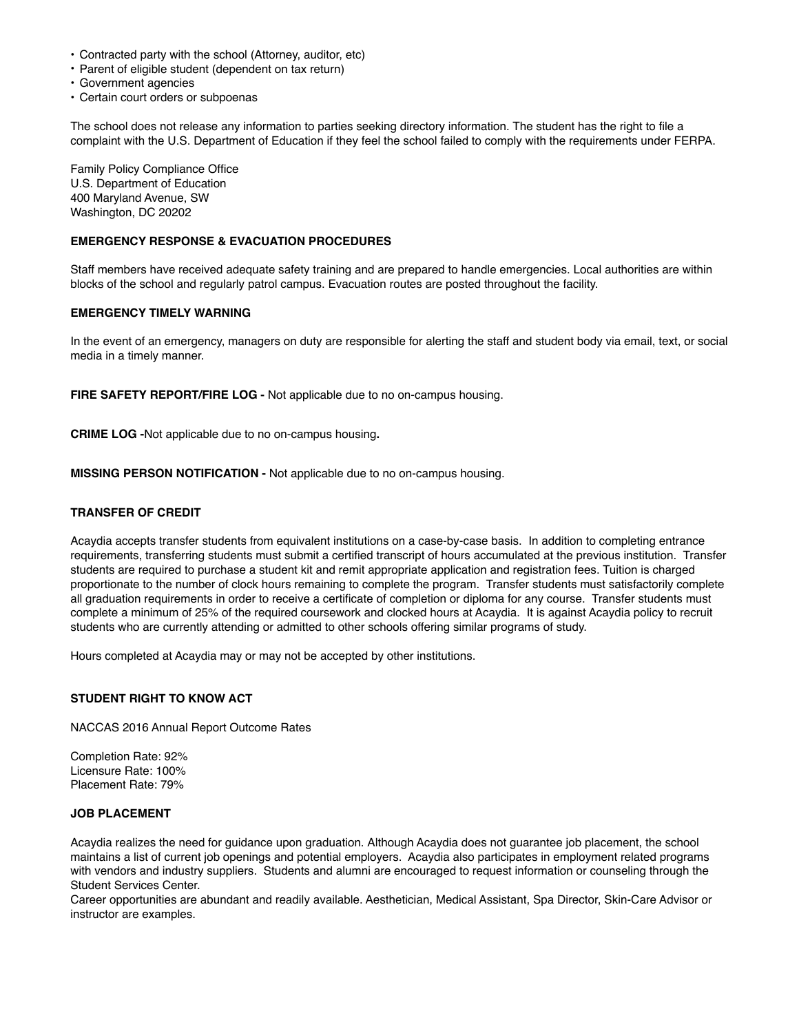- Contracted party with the school (Attorney, auditor, etc)
- Parent of eligible student (dependent on tax return)
- Government agencies
- Certain court orders or subpoenas

The school does not release any information to parties seeking directory information. The student has the right to file a complaint with the U.S. Department of Education if they feel the school failed to comply with the requirements under FERPA.

Family Policy Compliance Office
U.S. Department of Education
400 Maryland Avenue, SW
Washington, DC 20202

**EMERGENCY RESPONSE & EVACUATION PROCEDURES**

Staff members have received adequate safety training and are prepared to handle emergencies. Local authorities are within blocks of the school and regularly patrol campus. Evacuation routes are posted throughout the facility.

**EMERGENCY TIMELY WARNING**

In the event of an emergency, managers on duty are responsible for alerting the staff and student body via email, text, or social media in a timely manner.

**FIRE SAFETY REPORT/FIRE LOG -** Not applicable due to no on-campus housing.

**CRIME LOG -**Not applicable due to no on-campus housing**.**

**MISSING PERSON NOTIFICATION -** Not applicable due to no on-campus housing.

**TRANSFER OF CREDIT**

Acaydia accepts transfer students from equivalent institutions on a case-by-case basis. In addition to completing entrance requirements, transferring students must submit a certified transcript of hours accumulated at the previous institution. Transfer students are required to purchase a student kit and remit appropriate application and registration fees. Tuition is charged proportionate to the number of clock hours remaining to complete the program. Transfer students must satisfactorily complete all graduation requirements in order to receive a certificate of completion or diploma for any course. Transfer students must complete a minimum of 25% of the required coursework and clocked hours at Acaydia. It is against Acaydia policy to recruit students who are currently attending or admitted to other schools offering similar programs of study.

Hours completed at Acaydia may or may not be accepted by other institutions.

**STUDENT RIGHT TO KNOW ACT**

NACCAS 2016 Annual Report Outcome Rates

Completion Rate: 92%
Licensure Rate: 100%
Placement Rate: 79%

**JOB PLACEMENT**

Acaydia realizes the need for guidance upon graduation. Although Acaydia does not guarantee job placement, the school maintains a list of current job openings and potential employers. Acaydia also participates in employment related programs with vendors and industry suppliers. Students and alumni are encouraged to request information or counseling through the Student Services Center.
Career opportunities are abundant and readily available. Aesthetician, Medical Assistant, Spa Director, Skin-Care Advisor or instructor are examples.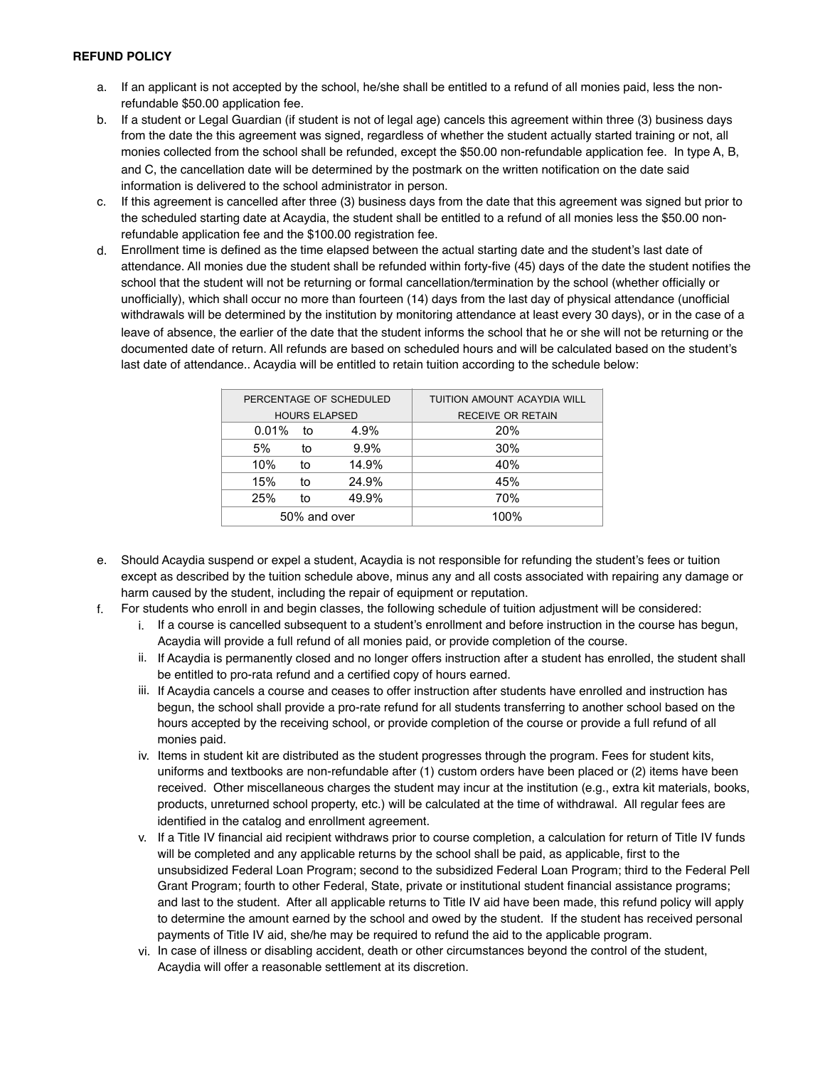**REFUND POLICY**

a. If an applicant is not accepted by the school, he/she shall be entitled to a refund of all monies paid, less the non-refundable $50.00 application fee.
b. If a student or Legal Guardian (if student is not of legal age) cancels this agreement within three (3) business days from the date the this agreement was signed, regardless of whether the student actually started training or not, all monies collected from the school shall be refunded, except the $50.00 non-refundable application fee. In type A, B, and C, the cancellation date will be determined by the postmark on the written notification on the date said information is delivered to the school administrator in person.
c. If this agreement is cancelled after three (3) business days from the date that this agreement was signed but prior to the scheduled starting date at Acaydia, the student shall be entitled to a refund of all monies less the $50.00 non-refundable application fee and the $100.00 registration fee.
d. Enrollment time is defined as the time elapsed between the actual starting date and the student's last date of attendance. All monies due the student shall be refunded within forty-five (45) days of the date the student notifies the school that the student will not be returning or formal cancellation/termination by the school (whether officially or unofficially), which shall occur no more than fourteen (14) days from the last day of physical attendance (unofficial withdrawals will be determined by the institution by monitoring attendance at least every 30 days), or in the case of a leave of absence, the earlier of the date that the student informs the school that he or she will not be returning or the documented date of return. All refunds are based on scheduled hours and will be calculated based on the student's last date of attendance.. Acaydia will be entitled to retain tuition according to the schedule below:

| PERCENTAGE OF SCHEDULED HOURS ELAPSED | TUITION AMOUNT ACAYDIA WILL RECEIVE OR RETAIN |
|---|---|
| 0.01% to 4.9% | 20% |
| 5% to 9.9% | 30% |
| 10% to 14.9% | 40% |
| 15% to 24.9% | 45% |
| 25% to 49.9% | 70% |
| 50% and over | 100% |

e. Should Acaydia suspend or expel a student, Acaydia is not responsible for refunding the student's fees or tuition except as described by the tuition schedule above, minus any and all costs associated with repairing any damage or harm caused by the student, including the repair of equipment or reputation.
f. For students who enroll in and begin classes, the following schedule of tuition adjustment will be considered:
    i. If a course is cancelled subsequent to a student's enrollment and before instruction in the course has begun, Acaydia will provide a full refund of all monies paid, or provide completion of the course.
    ii. If Acaydia is permanently closed and no longer offers instruction after a student has enrolled, the student shall be entitled to pro-rata refund and a certified copy of hours earned.
    iii. If Acaydia cancels a course and ceases to offer instruction after students have enrolled and instruction has begun, the school shall provide a pro-rate refund for all students transferring to another school based on the hours accepted by the receiving school, or provide completion of the course or provide a full refund of all monies paid.
    iv. Items in student kit are distributed as the student progresses through the program. Fees for student kits, uniforms and textbooks are non-refundable after (1) custom orders have been placed or (2) items have been received. Other miscellaneous charges the student may incur at the institution (e.g., extra kit materials, books, products, unreturned school property, etc.) will be calculated at the time of withdrawal. All regular fees are identified in the catalog and enrollment agreement.
    v. If a Title IV financial aid recipient withdraws prior to course completion, a calculation for return of Title IV funds will be completed and any applicable returns by the school shall be paid, as applicable, first to the unsubsidized Federal Loan Program; second to the subsidized Federal Loan Program; third to the Federal Pell Grant Program; fourth to other Federal, State, private or institutional student financial assistance programs; and last to the student. After all applicable returns to Title IV aid have been made, this refund policy will apply to determine the amount earned by the school and owed by the student. If the student has received personal payments of Title IV aid, she/he may be required to refund the aid to the applicable program.
    vi. In case of illness or disabling accident, death or other circumstances beyond the control of the student, Acaydia will offer a reasonable settlement at its discretion.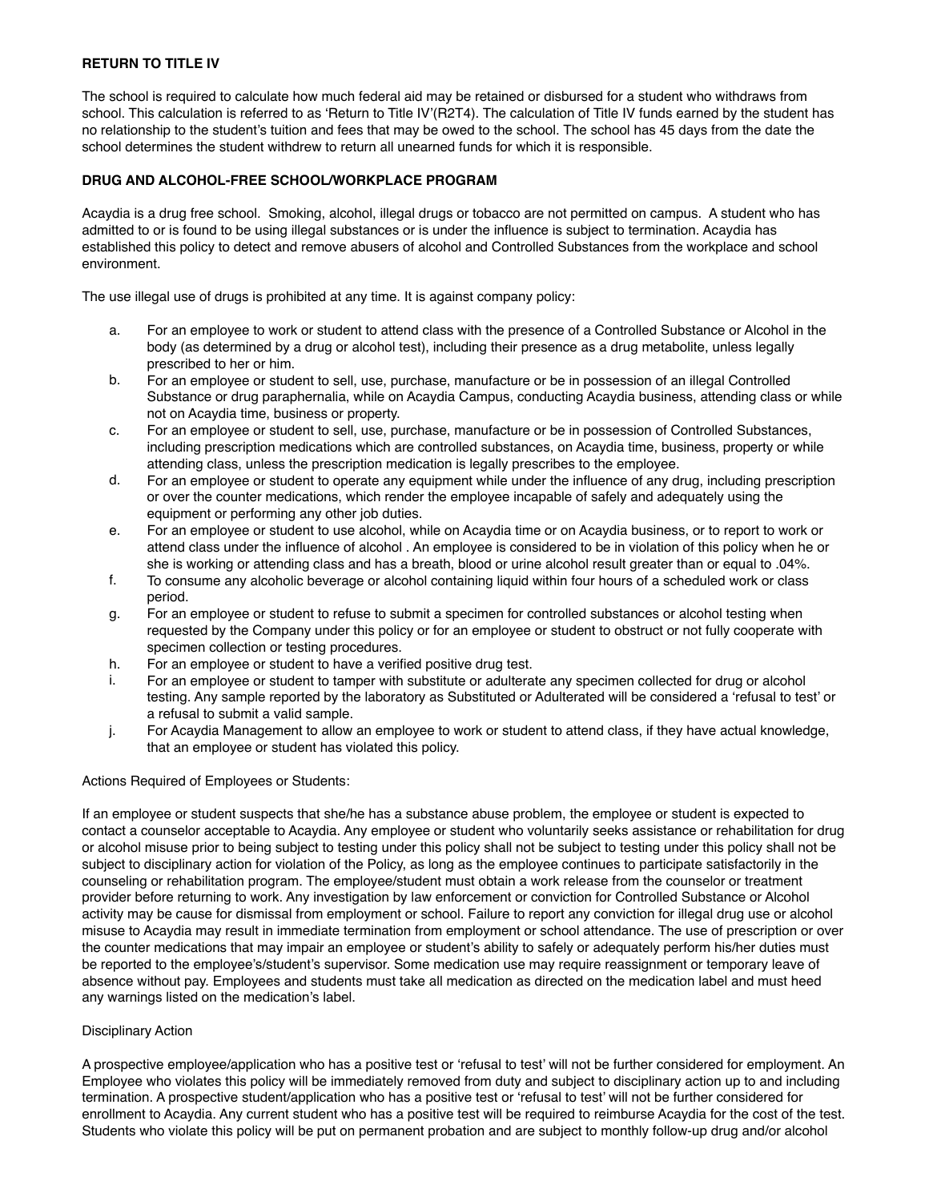**RETURN TO TITLE IV**

The school is required to calculate how much federal aid may be retained or disbursed for a student who withdraws from school. This calculation is referred to as 'Return to Title IV'(R2T4). The calculation of Title IV funds earned by the student has no relationship to the student's tuition and fees that may be owed to the school. The school has 45 days from the date the school determines the student withdrew to return all unearned funds for which it is responsible.

**DRUG AND ALCOHOL-FREE SCHOOL/WORKPLACE PROGRAM**

Acaydia is a drug free school. Smoking, alcohol, illegal drugs or tobacco are not permitted on campus. A student who has admitted to or is found to be using illegal substances or is under the influence is subject to termination. Acaydia has established this policy to detect and remove abusers of alcohol and Controlled Substances from the workplace and school environment.

The use illegal use of drugs is prohibited at any time. It is against company policy:

a. For an employee to work or student to attend class with the presence of a Controlled Substance or Alcohol in the body (as determined by a drug or alcohol test), including their presence as a drug metabolite, unless legally prescribed to her or him.
b. For an employee or student to sell, use, purchase, manufacture or be in possession of an illegal Controlled Substance or drug paraphernalia, while on Acaydia Campus, conducting Acaydia business, attending class or while not on Acaydia time, business or property.
c. For an employee or student to sell, use, purchase, manufacture or be in possession of Controlled Substances, including prescription medications which are controlled substances, on Acaydia time, business, property or while attending class, unless the prescription medication is legally prescribes to the employee.
d. For an employee or student to operate any equipment while under the influence of any drug, including prescription or over the counter medications, which render the employee incapable of safely and adequately using the equipment or performing any other job duties.
e. For an employee or student to use alcohol, while on Acaydia time or on Acaydia business, or to report to work or attend class under the influence of alcohol . An employee is considered to be in violation of this policy when he or she is working or attending class and has a breath, blood or urine alcohol result greater than or equal to .04%.
f. To consume any alcoholic beverage or alcohol containing liquid within four hours of a scheduled work or class period.
g. For an employee or student to refuse to submit a specimen for controlled substances or alcohol testing when requested by the Company under this policy or for an employee or student to obstruct or not fully cooperate with specimen collection or testing procedures.
h. For an employee or student to have a verified positive drug test.
i. For an employee or student to tamper with substitute or adulterate any specimen collected for drug or alcohol testing. Any sample reported by the laboratory as Substituted or Adulterated will be considered a 'refusal to test' or a refusal to submit a valid sample.
j. For Acaydia Management to allow an employee to work or student to attend class, if they have actual knowledge, that an employee or student has violated this policy.

Actions Required of Employees or Students:

If an employee or student suspects that she/he has a substance abuse problem, the employee or student is expected to contact a counselor acceptable to Acaydia. Any employee or student who voluntarily seeks assistance or rehabilitation for drug or alcohol misuse prior to being subject to testing under this policy shall not be subject to testing under this policy shall not be subject to disciplinary action for violation of the Policy, as long as the employee continues to participate satisfactorily in the counseling or rehabilitation program. The employee/student must obtain a work release from the counselor or treatment provider before returning to work. Any investigation by law enforcement or conviction for Controlled Substance or Alcohol activity may be cause for dismissal from employment or school. Failure to report any conviction for illegal drug use or alcohol misuse to Acaydia may result in immediate termination from employment or school attendance. The use of prescription or over the counter medications that may impair an employee or student's ability to safely or adequately perform his/her duties must be reported to the employee's/student's supervisor. Some medication use may require reassignment or temporary leave of absence without pay. Employees and students must take all medication as directed on the medication label and must heed any warnings listed on the medication's label.

Disciplinary Action

A prospective employee/application who has a positive test or 'refusal to test' will not be further considered for employment. An Employee who violates this policy will be immediately removed from duty and subject to disciplinary action up to and including termination. A prospective student/application who has a positive test or 'refusal to test' will not be further considered for enrollment to Acaydia. Any current student who has a positive test will be required to reimburse Acaydia for the cost of the test. Students who violate this policy will be put on permanent probation and are subject to monthly follow-up drug and/or alcohol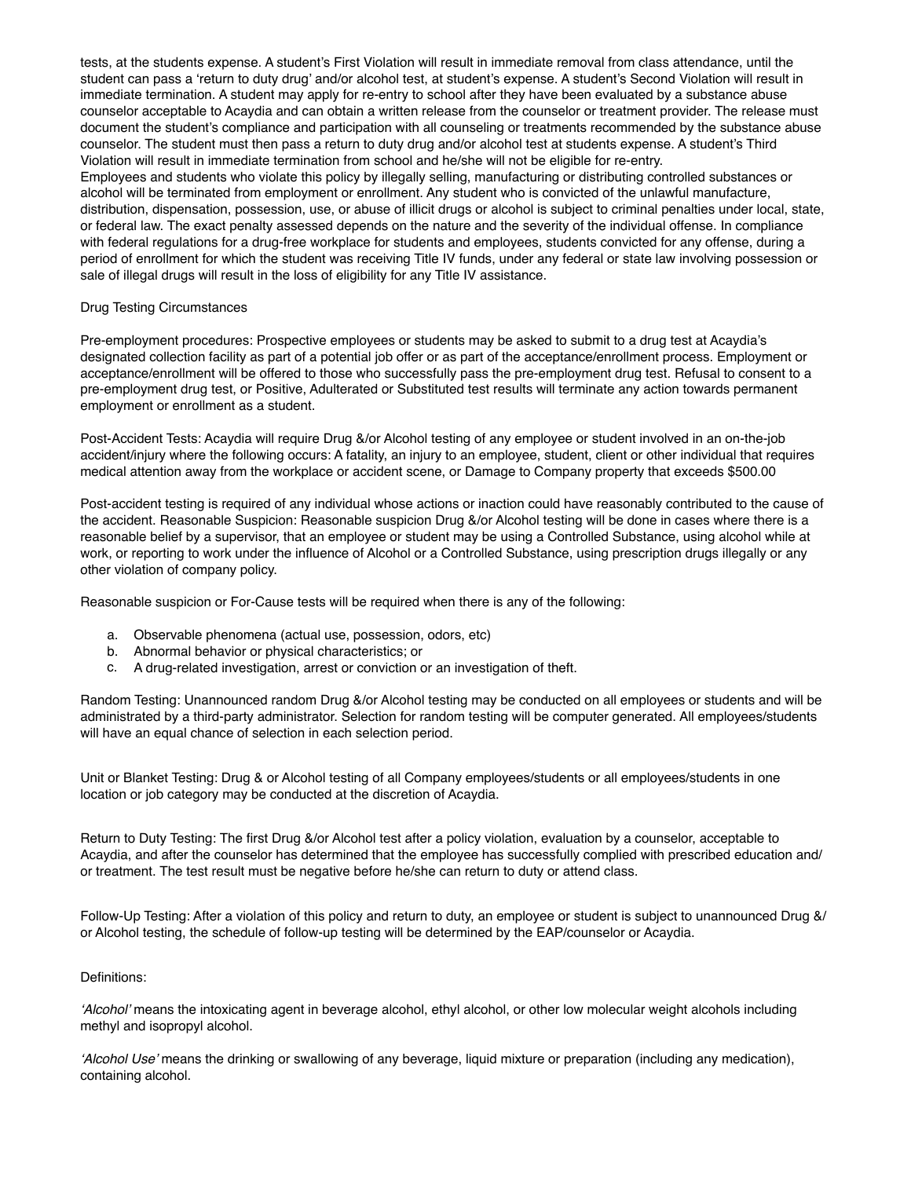tests, at the students expense. A student's First Violation will result in immediate removal from class attendance, until the student can pass a 'return to duty drug' and/or alcohol test, at student's expense. A student's Second Violation will result in immediate termination. A student may apply for re-entry to school after they have been evaluated by a substance abuse counselor acceptable to Acaydia and can obtain a written release from the counselor or treatment provider. The release must document the student's compliance and participation with all counseling or treatments recommended by the substance abuse counselor. The student must then pass a return to duty drug and/or alcohol test at students expense. A student's Third Violation will result in immediate termination from school and he/she will not be eligible for re-entry.
Employees and students who violate this policy by illegally selling, manufacturing or distributing controlled substances or alcohol will be terminated from employment or enrollment. Any student who is convicted of the unlawful manufacture, distribution, dispensation, possession, use, or abuse of illicit drugs or alcohol is subject to criminal penalties under local, state, or federal law. The exact penalty assessed depends on the nature and the severity of the individual offense. In compliance with federal regulations for a drug-free workplace for students and employees, students convicted for any offense, during a period of enrollment for which the student was receiving Title IV funds, under any federal or state law involving possession or sale of illegal drugs will result in the loss of eligibility for any Title IV assistance.

Drug Testing Circumstances

Pre-employment procedures: Prospective employees or students may be asked to submit to a drug test at Acaydia's designated collection facility as part of a potential job offer or as part of the acceptance/enrollment process. Employment or acceptance/enrollment will be offered to those who successfully pass the pre-employment drug test. Refusal to consent to a pre-employment drug test, or Positive, Adulterated or Substituted test results will terminate any action towards permanent employment or enrollment as a student.

Post-Accident Tests: Acaydia will require Drug &/or Alcohol testing of any employee or student involved in an on-the-job accident/injury where the following occurs: A fatality, an injury to an employee, student, client or other individual that requires medical attention away from the workplace or accident scene, or Damage to Company property that exceeds $500.00

Post-accident testing is required of any individual whose actions or inaction could have reasonably contributed to the cause of the accident. Reasonable Suspicion: Reasonable suspicion Drug &/or Alcohol testing will be done in cases where there is a reasonable belief by a supervisor, that an employee or student may be using a Controlled Substance, using alcohol while at work, or reporting to work under the influence of Alcohol or a Controlled Substance, using prescription drugs illegally or any other violation of company policy.

Reasonable suspicion or For-Cause tests will be required when there is any of the following:

a. Observable phenomena (actual use, possession, odors, etc)
b. Abnormal behavior or physical characteristics; or
c. A drug-related investigation, arrest or conviction or an investigation of theft.

Random Testing: Unannounced random Drug &/or Alcohol testing may be conducted on all employees or students and will be administrated by a third-party administrator. Selection for random testing will be computer generated. All employees/students will have an equal chance of selection in each selection period.

Unit or Blanket Testing: Drug & or Alcohol testing of all Company employees/students or all employees/students in one location or job category may be conducted at the discretion of Acaydia.

Return to Duty Testing: The first Drug &/or Alcohol test after a policy violation, evaluation by a counselor, acceptable to Acaydia, and after the counselor has determined that the employee has successfully complied with prescribed education and/or treatment. The test result must be negative before he/she can return to duty or attend class.

Follow-Up Testing: After a violation of this policy and return to duty, an employee or student is subject to unannounced Drug &/or Alcohol testing, the schedule of follow-up testing will be determined by the EAP/counselor or Acaydia.

Definitions:

*'Alcohol'* means the intoxicating agent in beverage alcohol, ethyl alcohol, or other low molecular weight alcohols including methyl and isopropyl alcohol.

*'Alcohol Use'* means the drinking or swallowing of any beverage, liquid mixture or preparation (including any medication), containing alcohol.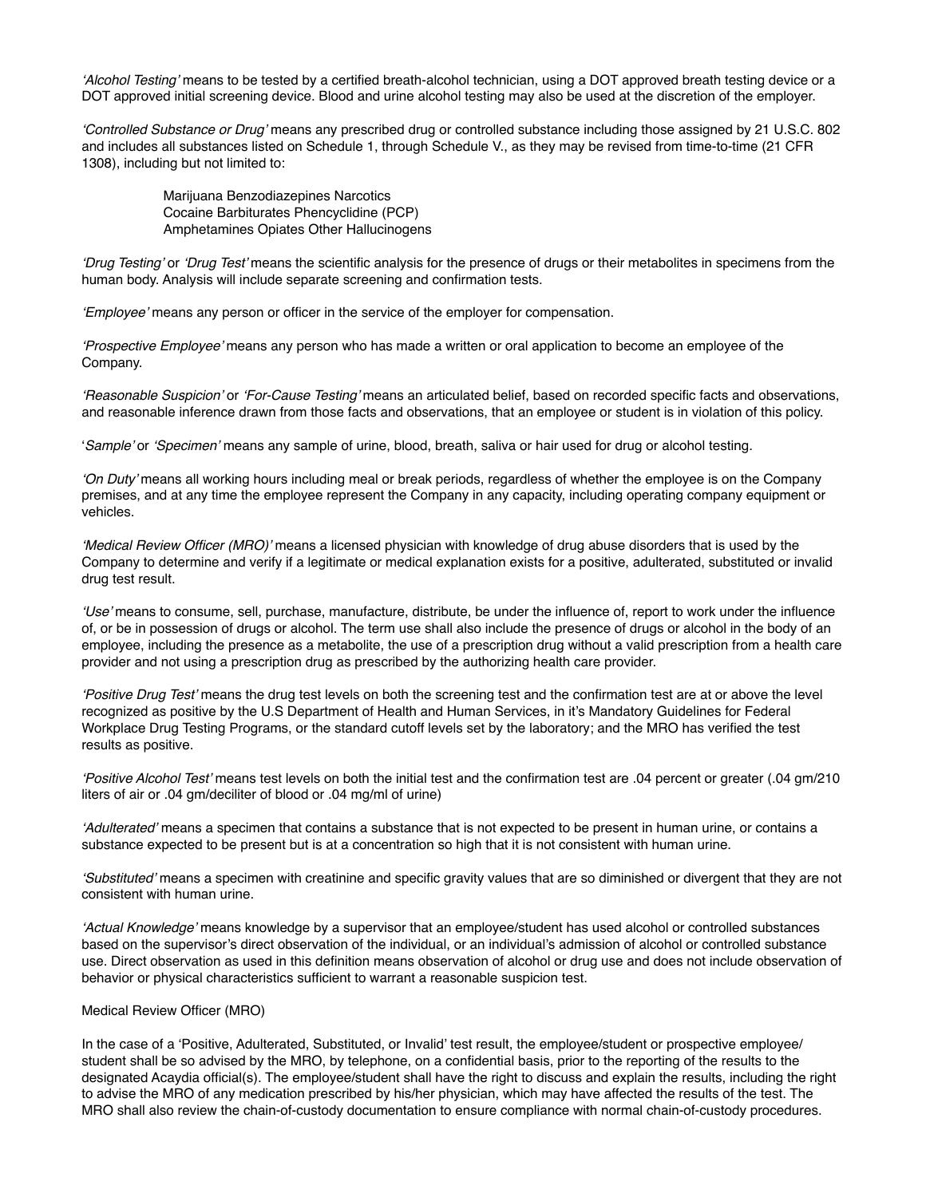*'Alcohol Testing'* means to be tested by a certified breath-alcohol technician, using a DOT approved breath testing device or a DOT approved initial screening device. Blood and urine alcohol testing may also be used at the discretion of the employer.

*'Controlled Substance or Drug'* means any prescribed drug or controlled substance including those assigned by 21 U.S.C. 802 and includes all substances listed on Schedule 1, through Schedule V., as they may be revised from time-to-time (21 CFR 1308), including but not limited to:

Marijuana Benzodiazepines Narcotics
Cocaine Barbiturates Phencyclidine (PCP)
Amphetamines Opiates Other Hallucinogens

*'Drug Testing'* or *'Drug Test'* means the scientific analysis for the presence of drugs or their metabolites in specimens from the human body. Analysis will include separate screening and confirmation tests.

*'Employee'* means any person or officer in the service of the employer for compensation.

*'Prospective Employee'* means any person who has made a written or oral application to become an employee of the Company.

*'Reasonable Suspicion'* or *'For-Cause Testing'* means an articulated belief, based on recorded specific facts and observations, and reasonable inference drawn from those facts and observations, that an employee or student is in violation of this policy.

'*Sample'* or *'Specimen'* means any sample of urine, blood, breath, saliva or hair used for drug or alcohol testing.

*'On Duty'* means all working hours including meal or break periods, regardless of whether the employee is on the Company premises, and at any time the employee represent the Company in any capacity, including operating company equipment or vehicles.

*'Medical Review Officer (MRO)'* means a licensed physician with knowledge of drug abuse disorders that is used by the Company to determine and verify if a legitimate or medical explanation exists for a positive, adulterated, substituted or invalid drug test result.

*'Use'* means to consume, sell, purchase, manufacture, distribute, be under the influence of, report to work under the influence of, or be in possession of drugs or alcohol. The term use shall also include the presence of drugs or alcohol in the body of an employee, including the presence as a metabolite, the use of a prescription drug without a valid prescription from a health care provider and not using a prescription drug as prescribed by the authorizing health care provider.

*'Positive Drug Test'* means the drug test levels on both the screening test and the confirmation test are at or above the level recognized as positive by the U.S Department of Health and Human Services, in it's Mandatory Guidelines for Federal Workplace Drug Testing Programs, or the standard cutoff levels set by the laboratory; and the MRO has verified the test results as positive.

*'Positive Alcohol Test'* means test levels on both the initial test and the confirmation test are .04 percent or greater (.04 gm/210 liters of air or .04 gm/deciliter of blood or .04 mg/ml of urine)

*'Adulterated'* means a specimen that contains a substance that is not expected to be present in human urine, or contains a substance expected to be present but is at a concentration so high that it is not consistent with human urine.

*'Substituted'* means a specimen with creatinine and specific gravity values that are so diminished or divergent that they are not consistent with human urine.

*'Actual Knowledge'* means knowledge by a supervisor that an employee/student has used alcohol or controlled substances based on the supervisor's direct observation of the individual, or an individual's admission of alcohol or controlled substance use. Direct observation as used in this definition means observation of alcohol or drug use and does not include observation of behavior or physical characteristics sufficient to warrant a reasonable suspicion test.

Medical Review Officer (MRO)

In the case of a 'Positive, Adulterated, Substituted, or Invalid' test result, the employee/student or prospective employee/student shall be so advised by the MRO, by telephone, on a confidential basis, prior to the reporting of the results to the designated Acaydia official(s). The employee/student shall have the right to discuss and explain the results, including the right to advise the MRO of any medication prescribed by his/her physician, which may have affected the results of the test. The MRO shall also review the chain-of-custody documentation to ensure compliance with normal chain-of-custody procedures.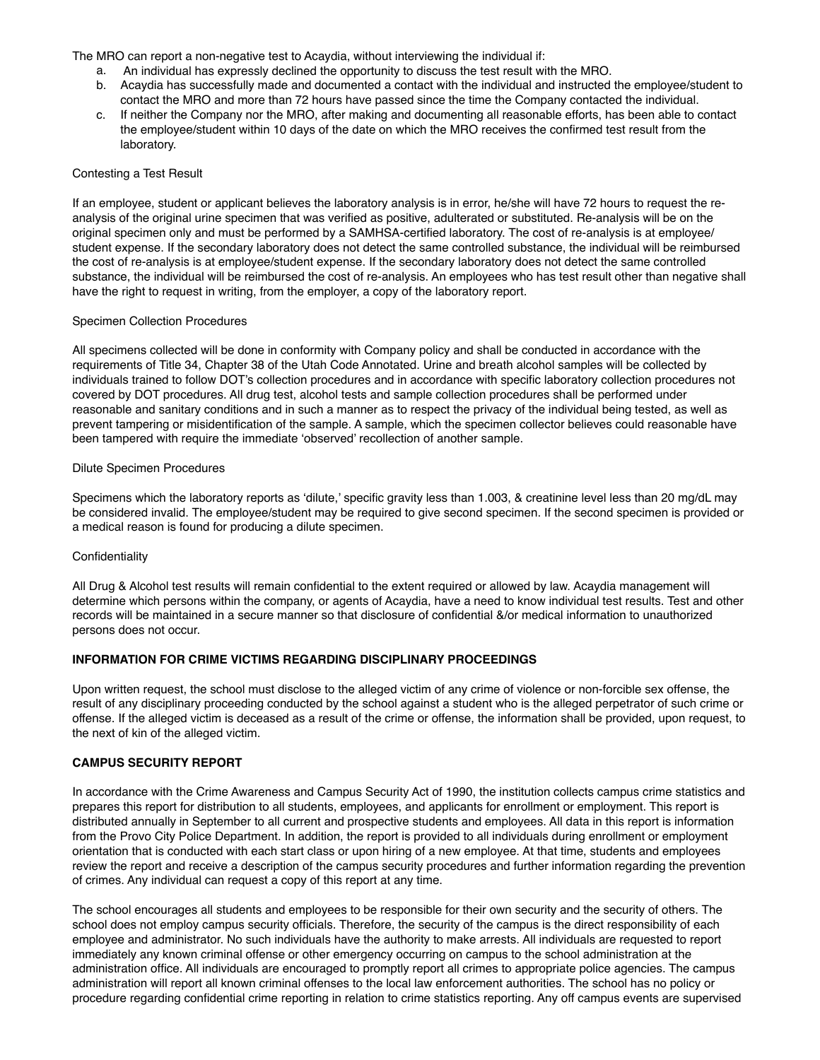The MRO can report a non-negative test to Acaydia, without interviewing the individual if:

a. An individual has expressly declined the opportunity to discuss the test result with the MRO.
b. Acaydia has successfully made and documented a contact with the individual and instructed the employee/student to contact the MRO and more than 72 hours have passed since the time the Company contacted the individual.
c. If neither the Company nor the MRO, after making and documenting all reasonable efforts, has been able to contact the employee/student within 10 days of the date on which the MRO receives the confirmed test result from the laboratory.

Contesting a Test Result

If an employee, student or applicant believes the laboratory analysis is in error, he/she will have 72 hours to request the re-analysis of the original urine specimen that was verified as positive, adulterated or substituted. Re-analysis will be on the original specimen only and must be performed by a SAMHSA-certified laboratory. The cost of re-analysis is at employee/student expense. If the secondary laboratory does not detect the same controlled substance, the individual will be reimbursed the cost of re-analysis is at employee/student expense. If the secondary laboratory does not detect the same controlled substance, the individual will be reimbursed the cost of re-analysis. An employees who has test result other than negative shall have the right to request in writing, from the employer, a copy of the laboratory report.

Specimen Collection Procedures

All specimens collected will be done in conformity with Company policy and shall be conducted in accordance with the requirements of Title 34, Chapter 38 of the Utah Code Annotated. Urine and breath alcohol samples will be collected by individuals trained to follow DOT's collection procedures and in accordance with specific laboratory collection procedures not covered by DOT procedures. All drug test, alcohol tests and sample collection procedures shall be performed under reasonable and sanitary conditions and in such a manner as to respect the privacy of the individual being tested, as well as prevent tampering or misidentification of the sample. A sample, which the specimen collector believes could reasonable have been tampered with require the immediate 'observed' recollection of another sample.

Dilute Specimen Procedures

Specimens which the laboratory reports as 'dilute,' specific gravity less than 1.003, & creatinine level less than 20 mg/dL may be considered invalid. The employee/student may be required to give second specimen. If the second specimen is provided or a medical reason is found for producing a dilute specimen.

Confidentiality

All Drug & Alcohol test results will remain confidential to the extent required or allowed by law. Acaydia management will determine which persons within the company, or agents of Acaydia, have a need to know individual test results. Test and other records will be maintained in a secure manner so that disclosure of confidential &/or medical information to unauthorized persons does not occur.

**INFORMATION FOR CRIME VICTIMS REGARDING DISCIPLINARY PROCEEDINGS**

Upon written request, the school must disclose to the alleged victim of any crime of violence or non-forcible sex offense, the result of any disciplinary proceeding conducted by the school against a student who is the alleged perpetrator of such crime or offense. If the alleged victim is deceased as a result of the crime or offense, the information shall be provided, upon request, to the next of kin of the alleged victim.

**CAMPUS SECURITY REPORT**

In accordance with the Crime Awareness and Campus Security Act of 1990, the institution collects campus crime statistics and prepares this report for distribution to all students, employees, and applicants for enrollment or employment. This report is distributed annually in September to all current and prospective students and employees. All data in this report is information from the Provo City Police Department. In addition, the report is provided to all individuals during enrollment or employment orientation that is conducted with each start class or upon hiring of a new employee. At that time, students and employees review the report and receive a description of the campus security procedures and further information regarding the prevention of crimes. Any individual can request a copy of this report at any time.

The school encourages all students and employees to be responsible for their own security and the security of others. The school does not employ campus security officials. Therefore, the security of the campus is the direct responsibility of each employee and administrator. No such individuals have the authority to make arrests. All individuals are requested to report immediately any known criminal offense or other emergency occurring on campus to the school administration at the administration office. All individuals are encouraged to promptly report all crimes to appropriate police agencies. The campus administration will report all known criminal offenses to the local law enforcement authorities. The school has no policy or procedure regarding confidential crime reporting in relation to crime statistics reporting. Any off campus events are supervised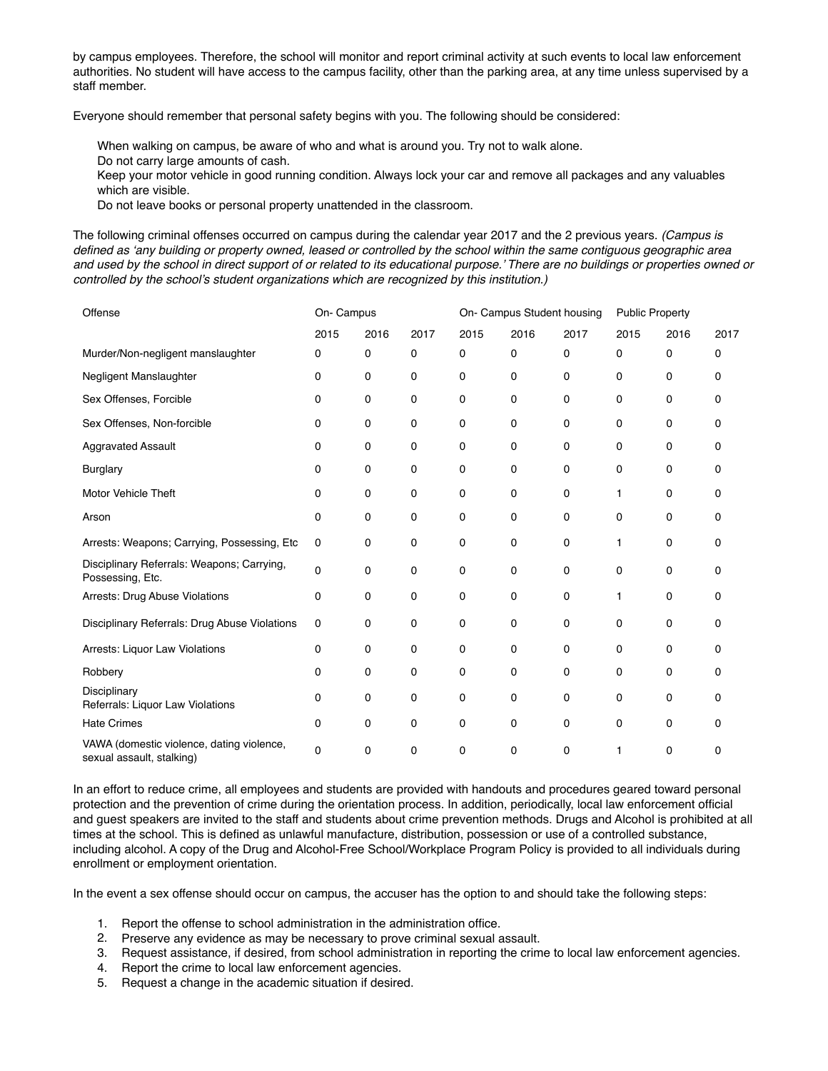by campus employees. Therefore, the school will monitor and report criminal activity at such events to local law enforcement authorities. No student will have access to the campus facility, other than the parking area, at any time unless supervised by a staff member.

Everyone should remember that personal safety begins with you. The following should be considered:

When walking on campus, be aware of who and what is around you. Try not to walk alone.
Do not carry large amounts of cash.
Keep your motor vehicle in good running condition. Always lock your car and remove all packages and any valuables which are visible.
Do not leave books or personal property unattended in the classroom.

The following criminal offenses occurred on campus during the calendar year 2017 and the 2 previous years. *(Campus is defined as 'any building or property owned, leased or controlled by the school within the same contiguous geographic area and used by the school in direct support of or related to its educational purpose.' There are no buildings or properties owned or controlled by the school's student organizations which are recognized by this institution.)*

| Offense | On- Campus | | | On- Campus Student housing | | | Public Property | | |
|---|---|---|---|---|---|---|---|---|---|
| | 2015 | 2016 | 2017 | 2015 | 2016 | 2017 | 2015 | 2016 | 2017 |
| Murder/Non-negligent manslaughter | 0 | 0 | 0 | 0 | 0 | 0 | 0 | 0 | 0 |
| Negligent Manslaughter | 0 | 0 | 0 | 0 | 0 | 0 | 0 | 0 | 0 |
| Sex Offenses, Forcible | 0 | 0 | 0 | 0 | 0 | 0 | 0 | 0 | 0 |
| Sex Offenses, Non-forcible | 0 | 0 | 0 | 0 | 0 | 0 | 0 | 0 | 0 |
| Aggravated Assault | 0 | 0 | 0 | 0 | 0 | 0 | 0 | 0 | 0 |
| Burglary | 0 | 0 | 0 | 0 | 0 | 0 | 0 | 0 | 0 |
| Motor Vehicle Theft | 0 | 0 | 0 | 0 | 0 | 0 | 1 | 0 | 0 |
| Arson | 0 | 0 | 0 | 0 | 0 | 0 | 0 | 0 | 0 |
| Arrests: Weapons; Carrying, Possessing, Etc | 0 | 0 | 0 | 0 | 0 | 0 | 1 | 0 | 0 |
| Disciplinary Referrals: Weapons; Carrying, Possessing, Etc. | 0 | 0 | 0 | 0 | 0 | 0 | 0 | 0 | 0 |
| Arrests: Drug Abuse Violations | 0 | 0 | 0 | 0 | 0 | 0 | 1 | 0 | 0 |
| Disciplinary Referrals: Drug Abuse Violations | 0 | 0 | 0 | 0 | 0 | 0 | 0 | 0 | 0 |
| Arrests: Liquor Law Violations | 0 | 0 | 0 | 0 | 0 | 0 | 0 | 0 | 0 |
| Robbery | 0 | 0 | 0 | 0 | 0 | 0 | 0 | 0 | 0 |
| Disciplinary Referrals: Liquor Law Violations | 0 | 0 | 0 | 0 | 0 | 0 | 0 | 0 | 0 |
| Hate Crimes | 0 | 0 | 0 | 0 | 0 | 0 | 0 | 0 | 0 |
| VAWA (domestic violence, dating violence, sexual assault, stalking) | 0 | 0 | 0 | 0 | 0 | 0 | 1 | 0 | 0 |

In an effort to reduce crime, all employees and students are provided with handouts and procedures geared toward personal protection and the prevention of crime during the orientation process. In addition, periodically, local law enforcement official and guest speakers are invited to the staff and students about crime prevention methods. Drugs and Alcohol is prohibited at all times at the school. This is defined as unlawful manufacture, distribution, possession or use of a controlled substance, including alcohol. A copy of the Drug and Alcohol-Free School/Workplace Program Policy is provided to all individuals during enrollment or employment orientation.

In the event a sex offense should occur on campus, the accuser has the option to and should take the following steps:

1. Report the offense to school administration in the administration office.
2. Preserve any evidence as may be necessary to prove criminal sexual assault.
3. Request assistance, if desired, from school administration in reporting the crime to local law enforcement agencies.
4. Report the crime to local law enforcement agencies.
5. Request a change in the academic situation if desired.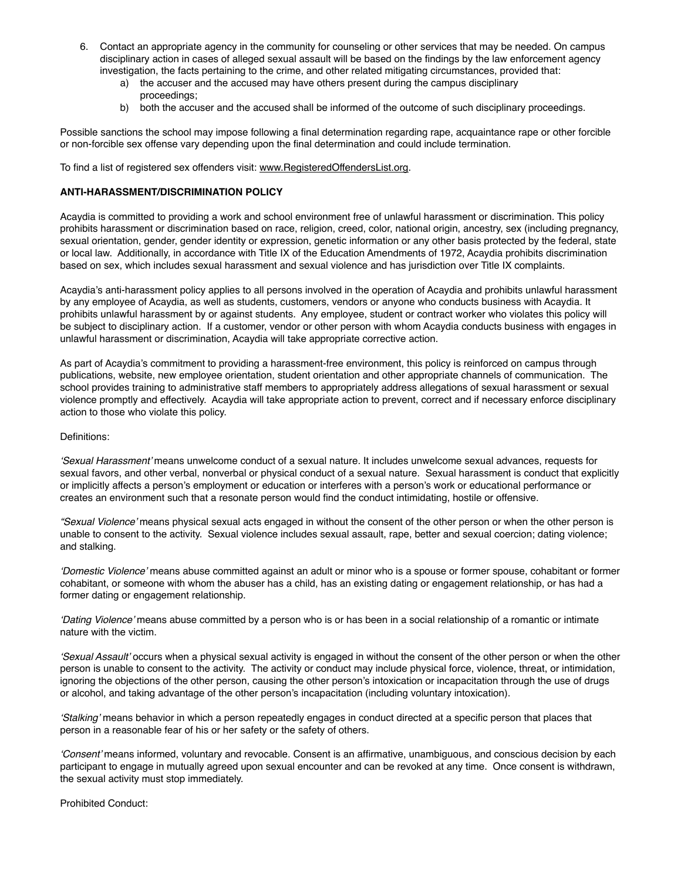6. Contact an appropriate agency in the community for counseling or other services that may be needed. On campus disciplinary action in cases of alleged sexual assault will be based on the findings by the law enforcement agency investigation, the facts pertaining to the crime, and other related mitigating circumstances, provided that:
   a) the accuser and the accused may have others present during the campus disciplinary proceedings;
   b) both the accuser and the accused shall be informed of the outcome of such disciplinary proceedings.

Possible sanctions the school may impose following a final determination regarding rape, acquaintance rape or other forcible or non-forcible sex offense vary depending upon the final determination and could include termination.

To find a list of registered sex offenders visit: www.RegisteredOffendersList.org.

**ANTI-HARASSMENT/DISCRIMINATION POLICY**

Acaydia is committed to providing a work and school environment free of unlawful harassment or discrimination. This policy prohibits harassment or discrimination based on race, religion, creed, color, national origin, ancestry, sex (including pregnancy, sexual orientation, gender, gender identity or expression, genetic information or any other basis protected by the federal, state or local law. Additionally, in accordance with Title IX of the Education Amendments of 1972, Acaydia prohibits discrimination based on sex, which includes sexual harassment and sexual violence and has jurisdiction over Title IX complaints.

Acaydia's anti-harassment policy applies to all persons involved in the operation of Acaydia and prohibits unlawful harassment by any employee of Acaydia, as well as students, customers, vendors or anyone who conducts business with Acaydia. It prohibits unlawful harassment by or against students. Any employee, student or contract worker who violates this policy will be subject to disciplinary action. If a customer, vendor or other person with whom Acaydia conducts business with engages in unlawful harassment or discrimination, Acaydia will take appropriate corrective action.

As part of Acaydia's commitment to providing a harassment-free environment, this policy is reinforced on campus through publications, website, new employee orientation, student orientation and other appropriate channels of communication. The school provides training to administrative staff members to appropriately address allegations of sexual harassment or sexual violence promptly and effectively. Acaydia will take appropriate action to prevent, correct and if necessary enforce disciplinary action to those who violate this policy.

Definitions:

*'Sexual Harassment'* means unwelcome conduct of a sexual nature. It includes unwelcome sexual advances, requests for sexual favors, and other verbal, nonverbal or physical conduct of a sexual nature. Sexual harassment is conduct that explicitly or implicitly affects a person's employment or education or interferes with a person's work or educational performance or creates an environment such that a resonate person would find the conduct intimidating, hostile or offensive.

*"Sexual Violence'* means physical sexual acts engaged in without the consent of the other person or when the other person is unable to consent to the activity. Sexual violence includes sexual assault, rape, better and sexual coercion; dating violence; and stalking.

*'Domestic Violence'* means abuse committed against an adult or minor who is a spouse or former spouse, cohabitant or former cohabitant, or someone with whom the abuser has a child, has an existing dating or engagement relationship, or has had a former dating or engagement relationship.

*'Dating Violence'* means abuse committed by a person who is or has been in a social relationship of a romantic or intimate nature with the victim.

*'Sexual Assault'* occurs when a physical sexual activity is engaged in without the consent of the other person or when the other person is unable to consent to the activity. The activity or conduct may include physical force, violence, threat, or intimidation, ignoring the objections of the other person, causing the other person's intoxication or incapacitation through the use of drugs or alcohol, and taking advantage of the other person's incapacitation (including voluntary intoxication).

*'Stalking'* means behavior in which a person repeatedly engages in conduct directed at a specific person that places that person in a reasonable fear of his or her safety or the safety of others.

*'Consent'* means informed, voluntary and revocable. Consent is an affirmative, unambiguous, and conscious decision by each participant to engage in mutually agreed upon sexual encounter and can be revoked at any time. Once consent is withdrawn, the sexual activity must stop immediately.

Prohibited Conduct: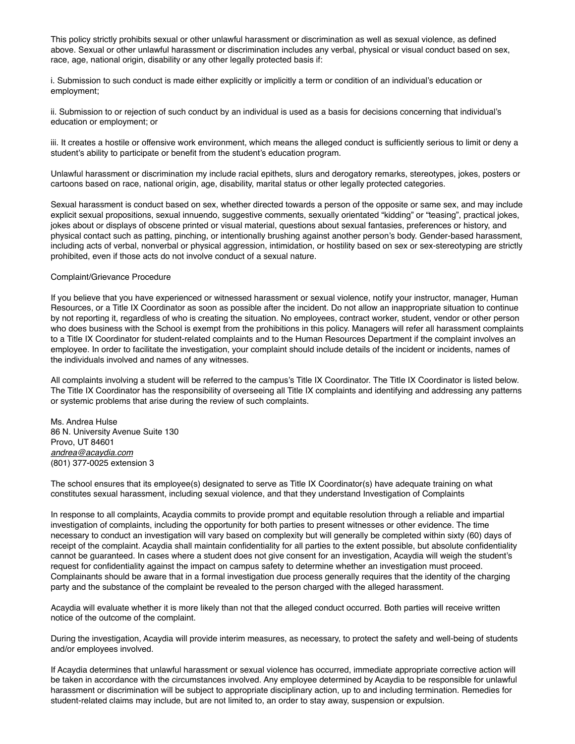This policy strictly prohibits sexual or other unlawful harassment or discrimination as well as sexual violence, as defined above. Sexual or other unlawful harassment or discrimination includes any verbal, physical or visual conduct based on sex, race, age, national origin, disability or any other legally protected basis if:

i. Submission to such conduct is made either explicitly or implicitly a term or condition of an individual's education or employment;

ii. Submission to or rejection of such conduct by an individual is used as a basis for decisions concerning that individual's education or employment; or

iii. It creates a hostile or offensive work environment, which means the alleged conduct is sufficiently serious to limit or deny a student's ability to participate or benefit from the student's education program.

Unlawful harassment or discrimination my include racial epithets, slurs and derogatory remarks, stereotypes, jokes, posters or cartoons based on race, national origin, age, disability, marital status or other legally protected categories.

Sexual harassment is conduct based on sex, whether directed towards a person of the opposite or same sex, and may include explicit sexual propositions, sexual innuendo, suggestive comments, sexually orientated "kidding" or "teasing", practical jokes, jokes about or displays of obscene printed or visual material, questions about sexual fantasies, preferences or history, and physical contact such as patting, pinching, or intentionally brushing against another person's body. Gender-based harassment, including acts of verbal, nonverbal or physical aggression, intimidation, or hostility based on sex or sex-stereotyping are strictly prohibited, even if those acts do not involve conduct of a sexual nature.

Complaint/Grievance Procedure

If you believe that you have experienced or witnessed harassment or sexual violence, notify your instructor, manager, Human Resources, or a Title IX Coordinator as soon as possible after the incident. Do not allow an inappropriate situation to continue by not reporting it, regardless of who is creating the situation. No employees, contract worker, student, vendor or other person who does business with the School is exempt from the prohibitions in this policy. Managers will refer all harassment complaints to a Title IX Coordinator for student-related complaints and to the Human Resources Department if the complaint involves an employee. In order to facilitate the investigation, your complaint should include details of the incident or incidents, names of the individuals involved and names of any witnesses.

All complaints involving a student will be referred to the campus's Title IX Coordinator. The Title IX Coordinator is listed below. The Title IX Coordinator has the responsibility of overseeing all Title IX complaints and identifying and addressing any patterns or systemic problems that arise during the review of such complaints.

Ms. Andrea Hulse
86 N. University Avenue Suite 130
Provo, UT 84601
*andrea@acaydia.com*
(801) 377-0025 extension 3

The school ensures that its employee(s) designated to serve as Title IX Coordinator(s) have adequate training on what constitutes sexual harassment, including sexual violence, and that they understand Investigation of Complaints

In response to all complaints, Acaydia commits to provide prompt and equitable resolution through a reliable and impartial investigation of complaints, including the opportunity for both parties to present witnesses or other evidence. The time necessary to conduct an investigation will vary based on complexity but will generally be completed within sixty (60) days of receipt of the complaint. Acaydia shall maintain confidentiality for all parties to the extent possible, but absolute confidentiality cannot be guaranteed. In cases where a student does not give consent for an investigation, Acaydia will weigh the student's request for confidentiality against the impact on campus safety to determine whether an investigation must proceed. Complainants should be aware that in a formal investigation due process generally requires that the identity of the charging party and the substance of the complaint be revealed to the person charged with the alleged harassment.

Acaydia will evaluate whether it is more likely than not that the alleged conduct occurred. Both parties will receive written notice of the outcome of the complaint.

During the investigation, Acaydia will provide interim measures, as necessary, to protect the safety and well-being of students and/or employees involved.

If Acaydia determines that unlawful harassment or sexual violence has occurred, immediate appropriate corrective action will be taken in accordance with the circumstances involved. Any employee determined by Acaydia to be responsible for unlawful harassment or discrimination will be subject to appropriate disciplinary action, up to and including termination. Remedies for student-related claims may include, but are not limited to, an order to stay away, suspension or expulsion.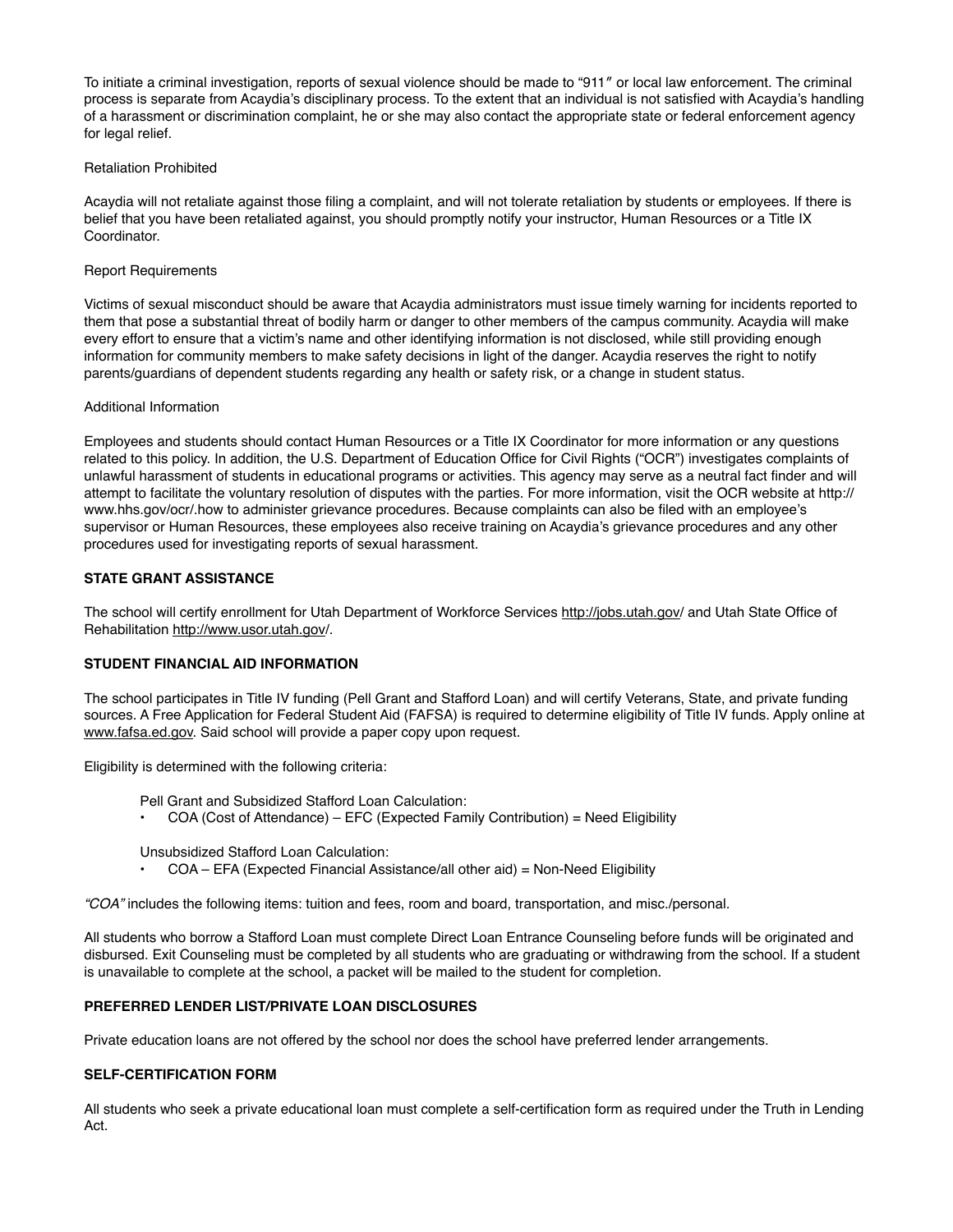To initiate a criminal investigation, reports of sexual violence should be made to "911" or local law enforcement. The criminal process is separate from Acaydia's disciplinary process. To the extent that an individual is not satisfied with Acaydia's handling of a harassment or discrimination complaint, he or she may also contact the appropriate state or federal enforcement agency for legal relief.

Retaliation Prohibited

Acaydia will not retaliate against those filing a complaint, and will not tolerate retaliation by students or employees. If there is belief that you have been retaliated against, you should promptly notify your instructor, Human Resources or a Title IX Coordinator.

Report Requirements

Victims of sexual misconduct should be aware that Acaydia administrators must issue timely warning for incidents reported to them that pose a substantial threat of bodily harm or danger to other members of the campus community. Acaydia will make every effort to ensure that a victim's name and other identifying information is not disclosed, while still providing enough information for community members to make safety decisions in light of the danger. Acaydia reserves the right to notify parents/guardians of dependent students regarding any health or safety risk, or a change in student status.

Additional Information

Employees and students should contact Human Resources or a Title IX Coordinator for more information or any questions related to this policy. In addition, the U.S. Department of Education Office for Civil Rights ("OCR") investigates complaints of unlawful harassment of students in educational programs or activities. This agency may serve as a neutral fact finder and will attempt to facilitate the voluntary resolution of disputes with the parties. For more information, visit the OCR website at http://www.hhs.gov/ocr/.how to administer grievance procedures. Because complaints can also be filed with an employee's supervisor or Human Resources, these employees also receive training on Acaydia's grievance procedures and any other procedures used for investigating reports of sexual harassment.

**STATE GRANT ASSISTANCE**

The school will certify enrollment for Utah Department of Workforce Services http://jobs.utah.gov/ and Utah State Office of Rehabilitation http://www.usor.utah.gov/.

**STUDENT FINANCIAL AID INFORMATION**

The school participates in Title IV funding (Pell Grant and Stafford Loan) and will certify Veterans, State, and private funding sources. A Free Application for Federal Student Aid (FAFSA) is required to determine eligibility of Title IV funds. Apply online at www.fafsa.ed.gov. Said school will provide a paper copy upon request.

Eligibility is determined with the following criteria:

Pell Grant and Subsidized Stafford Loan Calculation:

- COA (Cost of Attendance) – EFC (Expected Family Contribution) = Need Eligibility

Unsubsidized Stafford Loan Calculation:

- COA – EFA (Expected Financial Assistance/all other aid) = Non-Need Eligibility

*"COA"* includes the following items: tuition and fees, room and board, transportation, and misc./personal.

All students who borrow a Stafford Loan must complete Direct Loan Entrance Counseling before funds will be originated and disbursed. Exit Counseling must be completed by all students who are graduating or withdrawing from the school. If a student is unavailable to complete at the school, a packet will be mailed to the student for completion.

**PREFERRED LENDER LIST/PRIVATE LOAN DISCLOSURES**

Private education loans are not offered by the school nor does the school have preferred lender arrangements.

**SELF-CERTIFICATION FORM**

All students who seek a private educational loan must complete a self-certification form as required under the Truth in Lending Act.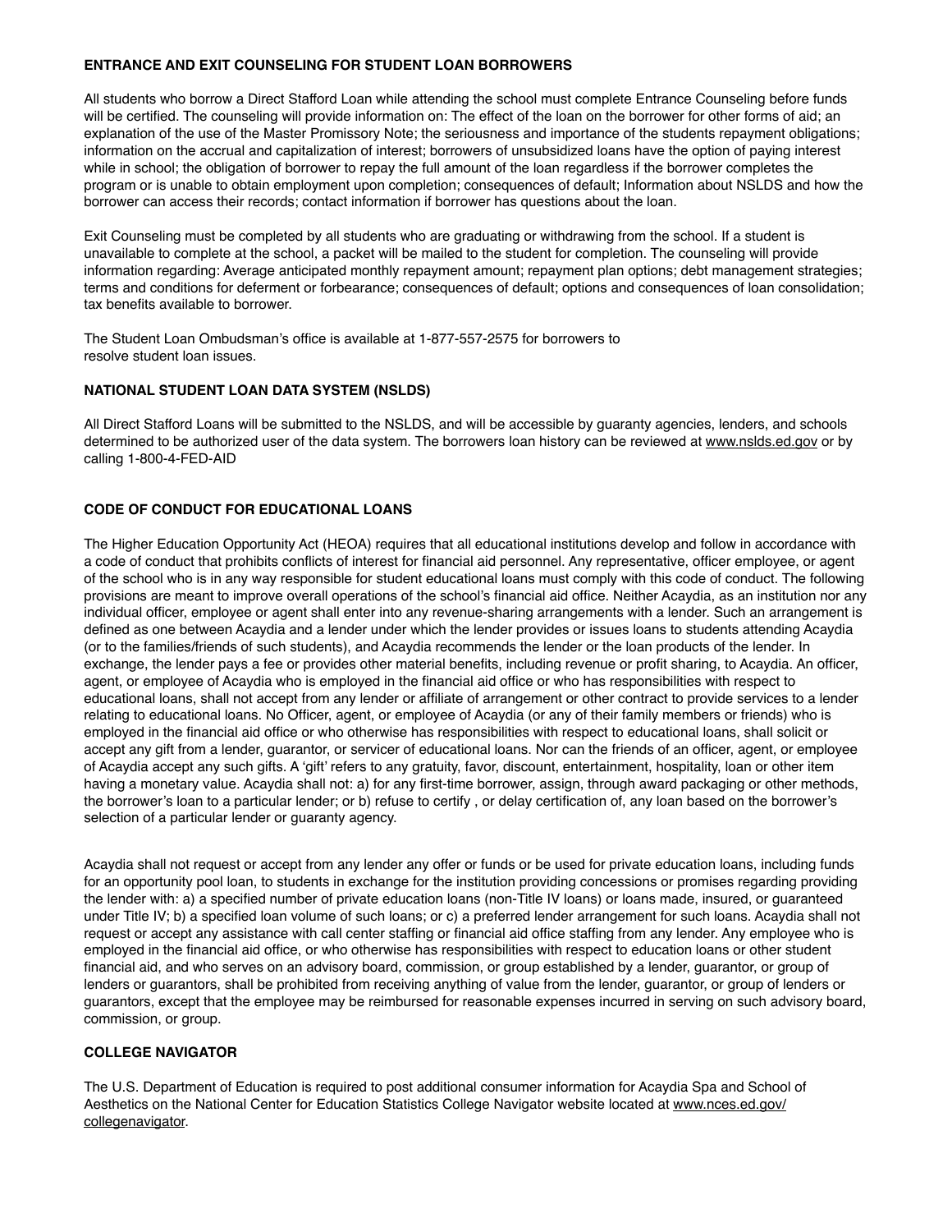**ENTRANCE AND EXIT COUNSELING FOR STUDENT LOAN BORROWERS**

All students who borrow a Direct Stafford Loan while attending the school must complete Entrance Counseling before funds will be certified. The counseling will provide information on: The effect of the loan on the borrower for other forms of aid; an explanation of the use of the Master Promissory Note; the seriousness and importance of the students repayment obligations; information on the accrual and capitalization of interest; borrowers of unsubsidized loans have the option of paying interest while in school; the obligation of borrower to repay the full amount of the loan regardless if the borrower completes the program or is unable to obtain employment upon completion; consequences of default; Information about NSLDS and how the borrower can access their records; contact information if borrower has questions about the loan.

Exit Counseling must be completed by all students who are graduating or withdrawing from the school. If a student is unavailable to complete at the school, a packet will be mailed to the student for completion. The counseling will provide information regarding: Average anticipated monthly repayment amount; repayment plan options; debt management strategies; terms and conditions for deferment or forbearance; consequences of default; options and consequences of loan consolidation; tax benefits available to borrower.

The Student Loan Ombudsman's office is available at 1-877-557-2575 for borrowers to resolve student loan issues.

**NATIONAL STUDENT LOAN DATA SYSTEM (NSLDS)**

All Direct Stafford Loans will be submitted to the NSLDS, and will be accessible by guaranty agencies, lenders, and schools determined to be authorized user of the data system. The borrowers loan history can be reviewed at www.nslds.ed.gov or by calling 1-800-4-FED-AID

**CODE OF CONDUCT FOR EDUCATIONAL LOANS**

The Higher Education Opportunity Act (HEOA) requires that all educational institutions develop and follow in accordance with a code of conduct that prohibits conflicts of interest for financial aid personnel. Any representative, officer employee, or agent of the school who is in any way responsible for student educational loans must comply with this code of conduct. The following provisions are meant to improve overall operations of the school's financial aid office. Neither Acaydia, as an institution nor any individual officer, employee or agent shall enter into any revenue-sharing arrangements with a lender. Such an arrangement is defined as one between Acaydia and a lender under which the lender provides or issues loans to students attending Acaydia (or to the families/friends of such students), and Acaydia recommends the lender or the loan products of the lender. In exchange, the lender pays a fee or provides other material benefits, including revenue or profit sharing, to Acaydia. An officer, agent, or employee of Acaydia who is employed in the financial aid office or who has responsibilities with respect to educational loans, shall not accept from any lender or affiliate of arrangement or other contract to provide services to a lender relating to educational loans. No Officer, agent, or employee of Acaydia (or any of their family members or friends) who is employed in the financial aid office or who otherwise has responsibilities with respect to educational loans, shall solicit or accept any gift from a lender, guarantor, or servicer of educational loans. Nor can the friends of an officer, agent, or employee of Acaydia accept any such gifts. A 'gift' refers to any gratuity, favor, discount, entertainment, hospitality, loan or other item having a monetary value. Acaydia shall not: a) for any first-time borrower, assign, through award packaging or other methods, the borrower's loan to a particular lender; or b) refuse to certify , or delay certification of, any loan based on the borrower's selection of a particular lender or guaranty agency.

Acaydia shall not request or accept from any lender any offer or funds or be used for private education loans, including funds for an opportunity pool loan, to students in exchange for the institution providing concessions or promises regarding providing the lender with: a) a specified number of private education loans (non-Title IV loans) or loans made, insured, or guaranteed under Title IV; b) a specified loan volume of such loans; or c) a preferred lender arrangement for such loans. Acaydia shall not request or accept any assistance with call center staffing or financial aid office staffing from any lender. Any employee who is employed in the financial aid office, or who otherwise has responsibilities with respect to education loans or other student financial aid, and who serves on an advisory board, commission, or group established by a lender, guarantor, or group of lenders or guarantors, shall be prohibited from receiving anything of value from the lender, guarantor, or group of lenders or guarantors, except that the employee may be reimbursed for reasonable expenses incurred in serving on such advisory board, commission, or group.

**COLLEGE NAVIGATOR**

The U.S. Department of Education is required to post additional consumer information for Acaydia Spa and School of Aesthetics on the National Center for Education Statistics College Navigator website located at www.nces.ed.gov/collegenavigator.